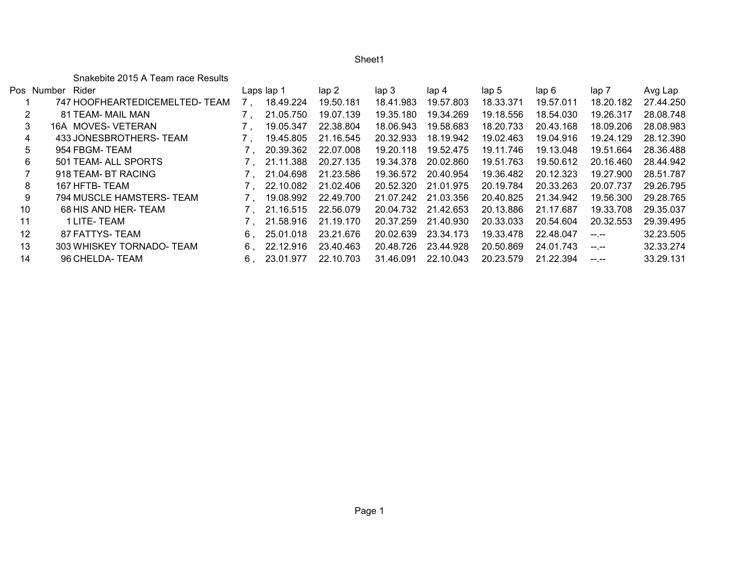Snakebite 2015 A Team race Results

| Pos | Number | Rider | Laps | lap 1 | lap 2 | lap 3 | lap 4 | lap 5 | lap 6 | lap 7 | Avg Lap |
|---|---|---|---|---|---|---|---|---|---|---|---|
| 1 | 747 | HOOFHEARTEDICEMELTED- TEAM | 7 , | 18.49.224 | 19.50.181 | 18.41.983 | 19.57.803 | 18.33.371 | 19.57.011 | 18.20.182 | 27.44.250 |
| 2 | 81 | TEAM- MAIL MAN | 7 , | 21.05.750 | 19.07.139 | 19.35.180 | 19.34.269 | 19.18.556 | 18.54.030 | 19.26.317 | 28.08.748 |
| 3 | 16A | MOVES- VETERAN | 7 , | 19.05.347 | 22.38.804 | 18.06.943 | 19.58.683 | 18.20.733 | 20.43.168 | 18.09.206 | 28.08.983 |
| 4 | 433 | JONESBROTHERS- TEAM | 7 , | 19.45.805 | 21.16.545 | 20.32.933 | 18.19.942 | 19.02.463 | 19.04.916 | 19.24.129 | 28.12.390 |
| 5 | 954 | FBGM- TEAM | 7 , | 20.39.362 | 22.07.008 | 19.20.118 | 19.52.475 | 19.11.746 | 19.13.048 | 19.51.664 | 28.36.488 |
| 6 | 501 | TEAM- ALL SPORTS | 7 , | 21.11.388 | 20.27.135 | 19.34.378 | 20.02.860 | 19.51.763 | 19.50.612 | 20.16.460 | 28.44.942 |
| 7 | 918 | TEAM- BT RACING | 7 , | 21.04.698 | 21.23.586 | 19.36.572 | 20.40.954 | 19.36.482 | 20.12.323 | 19.27.900 | 28.51.787 |
| 8 | 167 | HFTB- TEAM | 7 , | 22.10.082 | 21.02.406 | 20.52.320 | 21.01.975 | 20.19.784 | 20.33.263 | 20.07.737 | 29.26.795 |
| 9 | 794 | MUSCLE HAMSTERS- TEAM | 7 , | 19.08.992 | 22.49.700 | 21.07.242 | 21.03.356 | 20.40.825 | 21.34.942 | 19.56.300 | 29.28.765 |
| 10 | 68 | HIS AND HER- TEAM | 7 , | 21.16.515 | 22.56.079 | 20.04.732 | 21.42.653 | 20.13.886 | 21.17.687 | 19.33.708 | 29.35.037 |
| 11 | 1 | LITE- TEAM | 7 , | 21.58.916 | 21.19.170 | 20.37.259 | 21.40.930 | 20.33.033 | 20.54.604 | 20.32.553 | 29.39.495 |
| 12 | 87 | FATTYS- TEAM | 6 , | 25.01.018 | 23.21.676 | 20.02.639 | 23.34.173 | 19.33.478 | 22.48.047 | --.-- | 32.23.505 |
| 13 | 303 | WHISKEY TORNADO- TEAM | 6 , | 22.12.916 | 23.40.463 | 20.48.726 | 23.44.928 | 20.50.869 | 24.01.743 | --.-- | 32.33.274 |
| 14 | 96 | CHELDA- TEAM | 6 , | 23.01.977 | 22.10.703 | 31.46.091 | 22.10.043 | 20.23.579 | 21.22.394 | --.-- | 33.29.131 |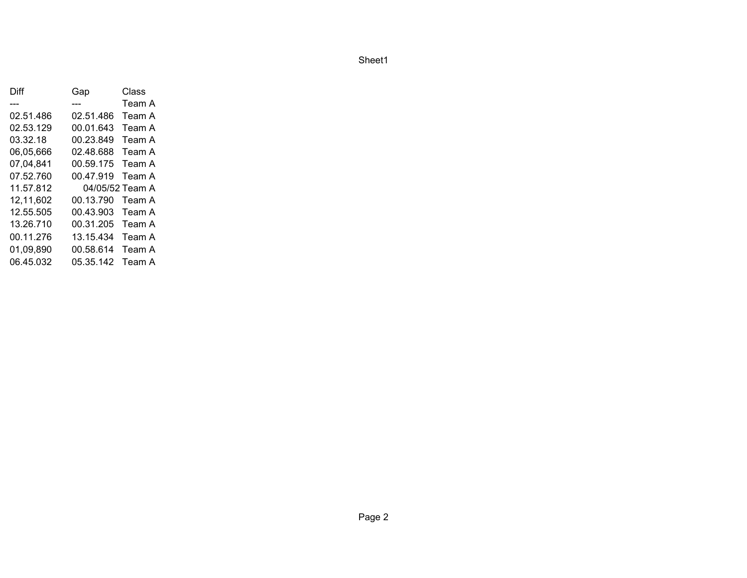| Diff | Gap | Class |
| --- | --- | --- |
| --- | --- | Team A |
| 02.51.486 | 02.51.486 | Team A |
| 02.53.129 | 00.01.643 | Team A |
| 03.32.18 | 00.23.849 | Team A |
| 06,05,666 | 02.48.688 | Team A |
| 07,04,841 | 00.59.175 | Team A |
| 07.52.760 | 00.47.919 | Team A |
| 11.57.812 | 04/05/52 | Team A |
| 12,11,602 | 00.13.790 | Team A |
| 12.55.505 | 00.43.903 | Team A |
| 13.26.710 | 00.31.205 | Team A |
| 00.11.276 | 13.15.434 | Team A |
| 01,09,890 | 00.58.614 | Team A |
| 06.45.032 | 05.35.142 | Team A |